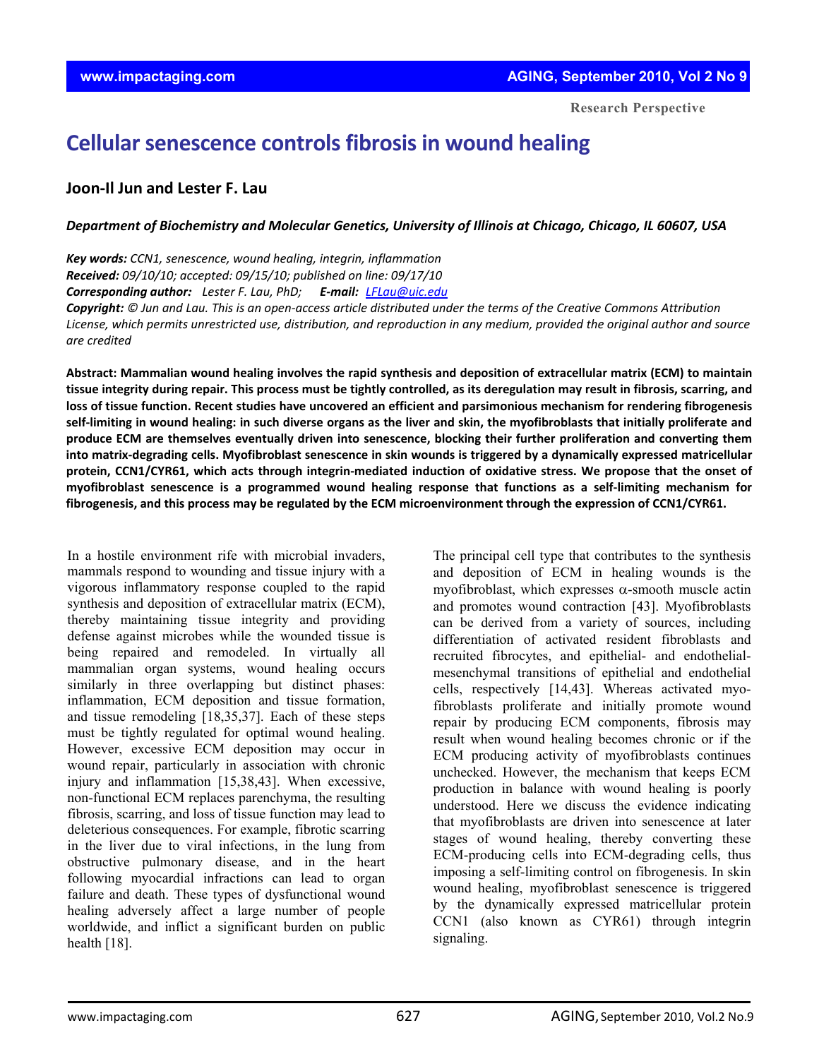Research Perspective

# Cellular senescence controls fibrosis in wound healing

## Joon-Il Jun and Lester F. Lau

*Department of Biochemistry and Molecular Genetics, University of Illinois at Chicago, Chicago, IL 60607, USA*

***Key words:*** *CCN1, senescence, wound healing, integrin, inflammation*
***Received:*** *09/10/10; accepted: 09/15/10; published on line: 09/17/10*
***Corresponding author:*** *Lester F. Lau, PhD;* ***E-mail:*** *LFLau@uic.edu*
***Copyright:*** *© Jun and Lau. This is an open-access article distributed under the terms of the Creative Commons Attribution License, which permits unrestricted use, distribution, and reproduction in any medium, provided the original author and source are credited*

**Abstract: Mammalian wound healing involves the rapid synthesis and deposition of extracellular matrix (ECM) to maintain tissue integrity during repair. This process must be tightly controlled, as its deregulation may result in fibrosis, scarring, and loss of tissue function. Recent studies have uncovered an efficient and parsimonious mechanism for rendering fibrogenesis self-limiting in wound healing: in such diverse organs as the liver and skin, the myofibroblasts that initially proliferate and produce ECM are themselves eventually driven into senescence, blocking their further proliferation and converting them into matrix-degrading cells. Myofibroblast senescence in skin wounds is triggered by a dynamically expressed matricellular protein, CCN1/CYR61, which acts through integrin-mediated induction of oxidative stress. We propose that the onset of myofibroblast senescence is a programmed wound healing response that functions as a self-limiting mechanism for fibrogenesis, and this process may be regulated by the ECM microenvironment through the expression of CCN1/CYR61.**

In a hostile environment rife with microbial invaders, mammals respond to wounding and tissue injury with a vigorous inflammatory response coupled to the rapid synthesis and deposition of extracellular matrix (ECM), thereby maintaining tissue integrity and providing defense against microbes while the wounded tissue is being repaired and remodeled. In virtually all mammalian organ systems, wound healing occurs similarly in three overlapping but distinct phases: inflammation, ECM deposition and tissue formation, and tissue remodeling [18,35,37]. Each of these steps must be tightly regulated for optimal wound healing. However, excessive ECM deposition may occur in wound repair, particularly in association with chronic injury and inflammation [15,38,43]. When excessive, non-functional ECM replaces parenchyma, the resulting fibrosis, scarring, and loss of tissue function may lead to deleterious consequences. For example, fibrotic scarring in the liver due to viral infections, in the lung from obstructive pulmonary disease, and in the heart following myocardial infractions can lead to organ failure and death. These types of dysfunctional wound healing adversely affect a large number of people worldwide, and inflict a significant burden on public health [18].

The principal cell type that contributes to the synthesis and deposition of ECM in healing wounds is the myofibroblast, which expresses $\alpha$-smooth muscle actin and promotes wound contraction [43]. Myofibroblasts can be derived from a variety of sources, including differentiation of activated resident fibroblasts and recruited fibrocytes, and epithelial- and endothelial-mesenchymal transitions of epithelial and endothelial cells, respectively [14,43]. Whereas activated myofibroblasts proliferate and initially promote wound repair by producing ECM components, fibrosis may result when wound healing becomes chronic or if the ECM producing activity of myofibroblasts continues unchecked. However, the mechanism that keeps ECM production in balance with wound healing is poorly understood. Here we discuss the evidence indicating that myofibroblasts are driven into senescence at later stages of wound healing, thereby converting these ECM-producing cells into ECM-degrading cells, thus imposing a self-limiting control on fibrogenesis. In skin wound healing, myofibroblast senescence is triggered by the dynamically expressed matricellular protein CCN1 (also known as CYR61) through integrin signaling.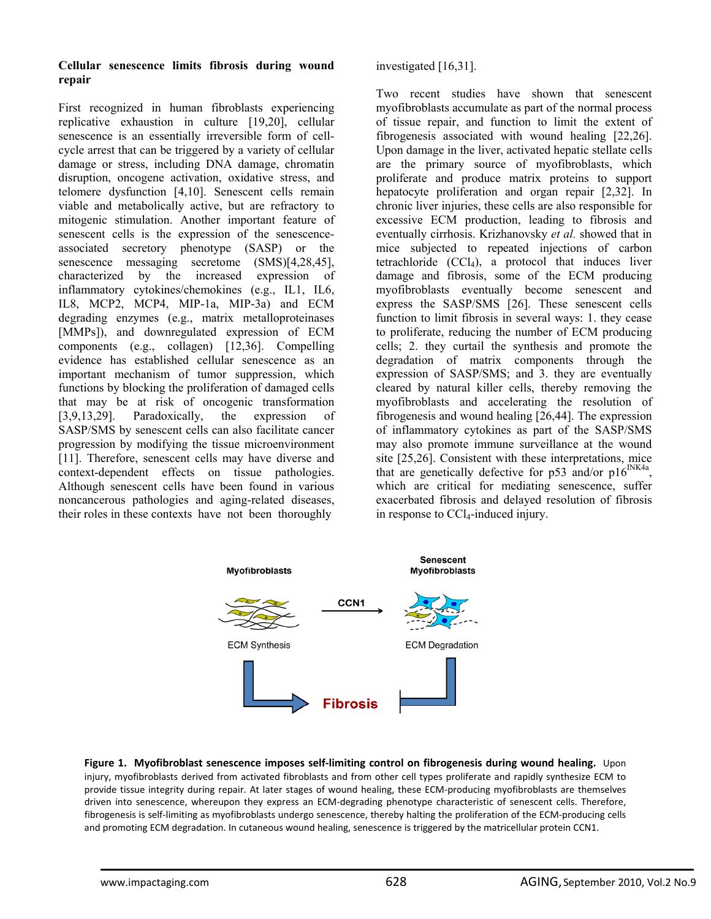## Cellular senescence limits fibrosis during wound repair

First recognized in human fibroblasts experiencing replicative exhaustion in culture [19,20], cellular senescence is an essentially irreversible form of cell-cycle arrest that can be triggered by a variety of cellular damage or stress, including DNA damage, chromatin disruption, oncogene activation, oxidative stress, and telomere dysfunction [4,10]. Senescent cells remain viable and metabolically active, but are refractory to mitogenic stimulation. Another important feature of senescent cells is the expression of the senescence-associated secretory phenotype (SASP) or the senescence messaging secretome (SMS)[4,28,45], characterized by the increased expression of inflammatory cytokines/chemokines (e.g., IL1, IL6, IL8, MCP2, MCP4, MIP-1a, MIP-3a) and ECM degrading enzymes (e.g., matrix metalloproteinases [MMPs]), and downregulated expression of ECM components (e.g., collagen) [12,36]. Compelling evidence has established cellular senescence as an important mechanism of tumor suppression, which functions by blocking the proliferation of damaged cells that may be at risk of oncogenic transformation [3,9,13,29]. Paradoxically, the expression of SASP/SMS by senescent cells can also facilitate cancer progression by modifying the tissue microenvironment [11]. Therefore, senescent cells may have diverse and context-dependent effects on tissue pathologies. Although senescent cells have been found in various noncancerous pathologies and aging-related diseases, their roles in these contexts have not been thoroughly investigated [16,31].

Two recent studies have shown that senescent myofibroblasts accumulate as part of the normal process of tissue repair, and function to limit the extent of fibrogenesis associated with wound healing [22,26]. Upon damage in the liver, activated hepatic stellate cells are the primary source of myofibroblasts, which proliferate and produce matrix proteins to support hepatocyte proliferation and organ repair [2,32]. In chronic liver injuries, these cells are also responsible for excessive ECM production, leading to fibrosis and eventually cirrhosis. Krizhanovsky *et al.* showed that in mice subjected to repeated injections of carbon tetrachloride ($CCl_4$), a protocol that induces liver damage and fibrosis, some of the ECM producing myofibroblasts eventually become senescent and express the SASP/SMS [26]. These senescent cells function to limit fibrosis in several ways: 1. they cease to proliferate, reducing the number of ECM producing cells; 2. they curtail the synthesis and promote the degradation of matrix components through the expression of SASP/SMS; and 3. they are eventually cleared by natural killer cells, thereby removing the myofibroblasts and accelerating the resolution of fibrogenesis and wound healing [26,44]. The expression of inflammatory cytokines as part of the SASP/SMS may also promote immune surveillance at the wound site [25,26]. Consistent with these interpretations, mice that are genetically defective for p53 and/or $p16^{INK4a}$, which are critical for mediating senescence, suffer exacerbated fibrosis and delayed resolution of fibrosis in response to $CCl_4$-induced injury.

**Figure 1. Myofibroblast senescence imposes self-limiting control on fibrogenesis during wound healing.** Upon injury, myofibroblasts derived from activated fibroblasts and from other cell types proliferate and rapidly synthesize ECM to provide tissue integrity during repair. At later stages of wound healing, these ECM-producing myofibroblasts are themselves driven into senescence, whereupon they express an ECM-degrading phenotype characteristic of senescent cells. Therefore, fibrogenesis is self-limiting as myofibroblasts undergo senescence, thereby halting the proliferation of the ECM-producing cells and promoting ECM degradation. In cutaneous wound healing, senescence is triggered by the matricellular protein CCN1.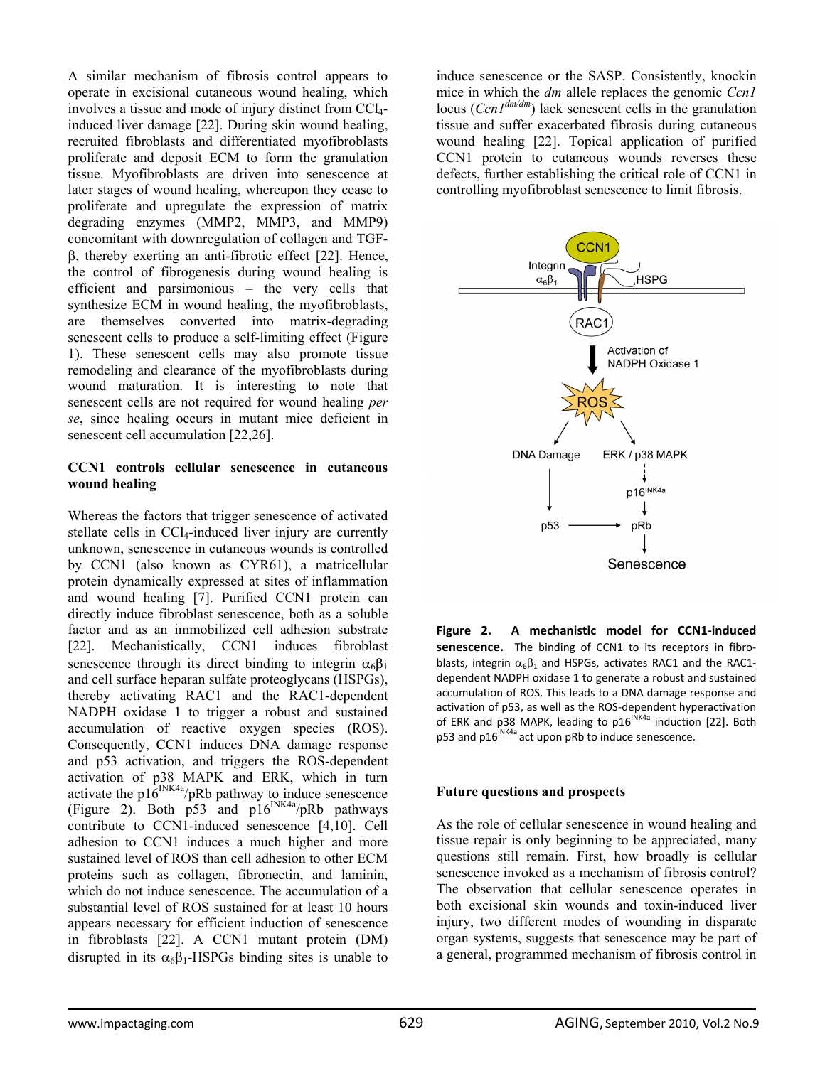A similar mechanism of fibrosis control appears to operate in excisional cutaneous wound healing, which involves a tissue and mode of injury distinct from $CCl_4$-induced liver damage [22]. During skin wound healing, recruited fibroblasts and differentiated myofibroblasts proliferate and deposit ECM to form the granulation tissue. Myofibroblasts are driven into senescence at later stages of wound healing, whereupon they cease to proliferate and upregulate the expression of matrix degrading enzymes (MMP2, MMP3, and MMP9) concomitant with downregulation of collagen and TGF-β, thereby exerting an anti-fibrotic effect [22]. Hence, the control of fibrogenesis during wound healing is efficient and parsimonious – the very cells that synthesize ECM in wound healing, the myofibroblasts, are themselves converted into matrix-degrading senescent cells to produce a self-limiting effect (Figure 1). These senescent cells may also promote tissue remodeling and clearance of the myofibroblasts during wound maturation. It is interesting to note that senescent cells are not required for wound healing *per se*, since healing occurs in mutant mice deficient in senescent cell accumulation [22,26].

## CCN1 controls cellular senescence in cutaneous wound healing

Whereas the factors that trigger senescence of activated stellate cells in $CCl_4$-induced liver injury are currently unknown, senescence in cutaneous wounds is controlled by CCN1 (also known as CYR61), a matricellular protein dynamically expressed at sites of inflammation and wound healing [7]. Purified CCN1 protein can directly induce fibroblast senescence, both as a soluble factor and as an immobilized cell adhesion substrate [22]. Mechanistically, CCN1 induces fibroblast senescence through its direct binding to integrin $\alpha_6\beta_1$ and cell surface heparan sulfate proteoglycans (HSPGs), thereby activating RAC1 and the RAC1-dependent NADPH oxidase 1 to trigger a robust and sustained accumulation of reactive oxygen species (ROS). Consequently, CCN1 induces DNA damage response and p53 activation, and triggers the ROS-dependent activation of p38 MAPK and ERK, which in turn activate the $p16^{INK4a}$/pRb pathway to induce senescence (Figure 2). Both p53 and $p16^{INK4a}$/pRb pathways contribute to CCN1-induced senescence [4,10]. Cell adhesion to CCN1 induces a much higher and more sustained level of ROS than cell adhesion to other ECM proteins such as collagen, fibronectin, and laminin, which do not induce senescence. The accumulation of a substantial level of ROS sustained for at least 10 hours appears necessary for efficient induction of senescence in fibroblasts [22]. A CCN1 mutant protein (DM) disrupted in its $\alpha_6\beta_1$-HSPGs binding sites is unable to induce senescence or the SASP. Consistently, knockin mice in which the *dm* allele replaces the genomic *Ccn1* locus (*Ccn1*$^{dm/dm}$) lack senescent cells in the granulation tissue and suffer exacerbated fibrosis during cutaneous wound healing [22]. Topical application of purified CCN1 protein to cutaneous wounds reverses these defects, further establishing the critical role of CCN1 in controlling myofibroblast senescence to limit fibrosis.

**Figure 2. A mechanistic model for CCN1-induced senescence.** The binding of CCN1 to its receptors in fibroblasts, integrin $\alpha_6\beta_1$ and HSPGs, activates RAC1 and the RAC1-dependent NADPH oxidase 1 to generate a robust and sustained accumulation of ROS. This leads to a DNA damage response and activation of p53, as well as the ROS-dependent hyperactivation of ERK and p38 MAPK, leading to $p16^{INK4a}$ induction [22]. Both p53 and $p16^{INK4a}$ act upon pRb to induce senescence.

## Future questions and prospects

As the role of cellular senescence in wound healing and tissue repair is only beginning to be appreciated, many questions still remain. First, how broadly is cellular senescence invoked as a mechanism of fibrosis control? The observation that cellular senescence operates in both excisional skin wounds and toxin-induced liver injury, two different modes of wounding in disparate organ systems, suggests that senescence may be part of a general, programmed mechanism of fibrosis control in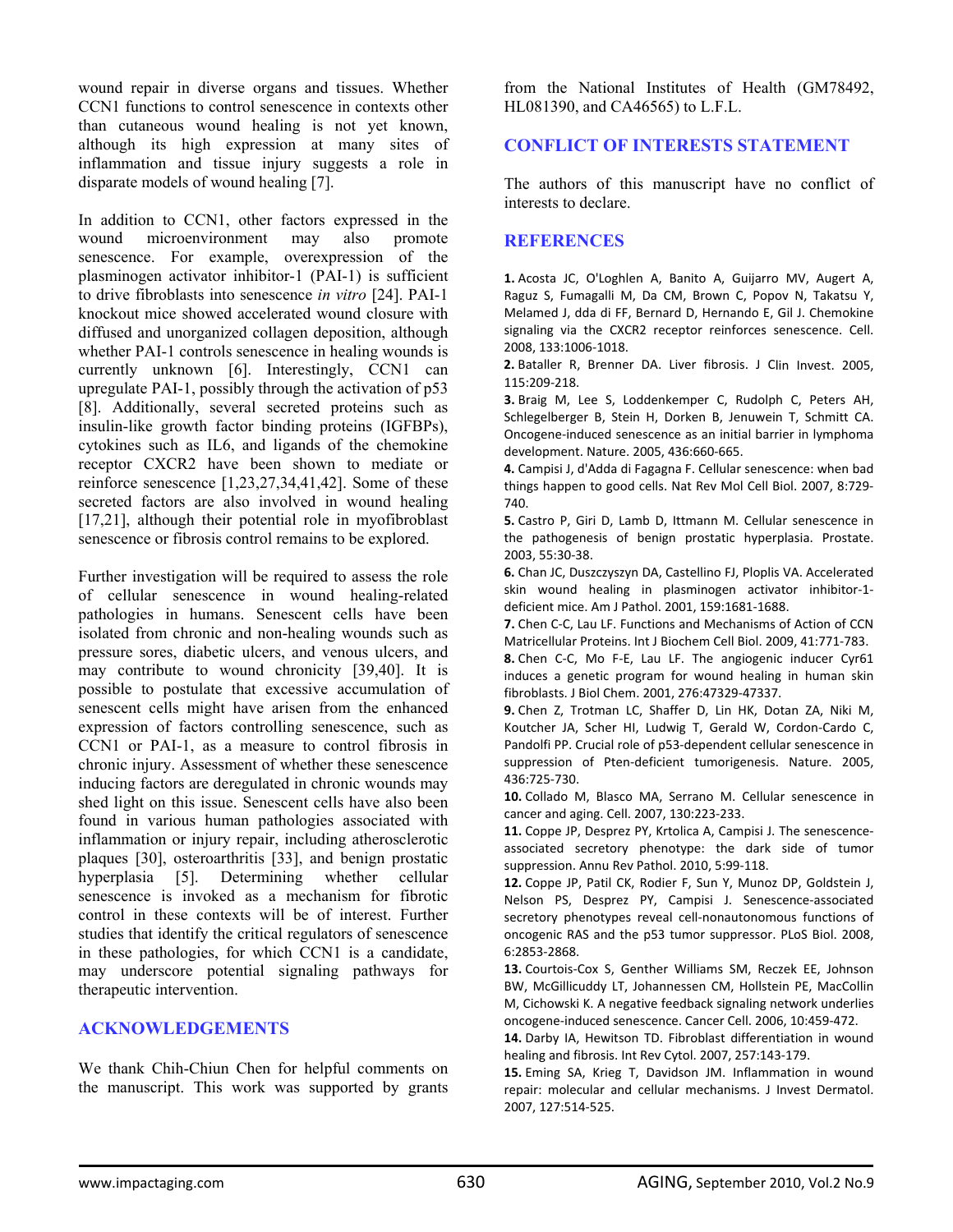wound repair in diverse organs and tissues. Whether CCN1 functions to control senescence in contexts other than cutaneous wound healing is not yet known, although its high expression at many sites of inflammation and tissue injury suggests a role in disparate models of wound healing [7].

In addition to CCN1, other factors expressed in the wound microenvironment may also promote senescence. For example, overexpression of the plasminogen activator inhibitor-1 (PAI-1) is sufficient to drive fibroblasts into senescence *in vitro* [24]. PAI-1 knockout mice showed accelerated wound closure with diffused and unorganized collagen deposition, although whether PAI-1 controls senescence in healing wounds is currently unknown [6]. Interestingly, CCN1 can upregulate PAI-1, possibly through the activation of p53 [8]. Additionally, several secreted proteins such as insulin-like growth factor binding proteins (IGFBPs), cytokines such as IL6, and ligands of the chemokine receptor CXCR2 have been shown to mediate or reinforce senescence [1,23,27,34,41,42]. Some of these secreted factors are also involved in wound healing [17,21], although their potential role in myofibroblast senescence or fibrosis control remains to be explored.

Further investigation will be required to assess the role of cellular senescence in wound healing-related pathologies in humans. Senescent cells have been isolated from chronic and non-healing wounds such as pressure sores, diabetic ulcers, and venous ulcers, and may contribute to wound chronicity [39,40]. It is possible to postulate that excessive accumulation of senescent cells might have arisen from the enhanced expression of factors controlling senescence, such as CCN1 or PAI-1, as a measure to control fibrosis in chronic injury. Assessment of whether these senescence inducing factors are deregulated in chronic wounds may shed light on this issue. Senescent cells have also been found in various human pathologies associated with inflammation or injury repair, including atherosclerotic plaques [30], osteoarthritis [33], and benign prostatic hyperplasia [5]. Determining whether cellular senescence is invoked as a mechanism for fibrotic control in these contexts will be of interest. Further studies that identify the critical regulators of senescence in these pathologies, for which CCN1 is a candidate, may underscore potential signaling pathways for therapeutic intervention.

## ACKNOWLEDGEMENTS

We thank Chih-Chiun Chen for helpful comments on the manuscript. This work was supported by grants from the National Institutes of Health (GM78492, HL081390, and CA46565) to L.F.L.

## CONFLICT OF INTERESTS STATEMENT

The authors of this manuscript have no conflict of interests to declare.

## REFERENCES

**1.** Acosta JC, O'Loghlen A, Banito A, Guijarro MV, Augert A, Raguz S, Fumagalli M, Da CM, Brown C, Popov N, Takatsu Y, Melamed J, dda di FF, Bernard D, Hernando E, Gil J. Chemokine signaling via the CXCR2 receptor reinforces senescence. Cell. 2008, 133:1006-1018.

**2.** Bataller R, Brenner DA. Liver fibrosis. J Clin Invest. 2005, 115:209-218.

**3.** Braig M, Lee S, Loddenkemper C, Rudolph C, Peters AH, Schlegelberger B, Stein H, Dorken B, Jenuwein T, Schmitt CA. Oncogene-induced senescence as an initial barrier in lymphoma development. Nature. 2005, 436:660-665.

**4.** Campisi J, d'Adda di Fagagna F. Cellular senescence: when bad things happen to good cells. Nat Rev Mol Cell Biol. 2007, 8:729-740.

**5.** Castro P, Giri D, Lamb D, Ittmann M. Cellular senescence in the pathogenesis of benign prostatic hyperplasia. Prostate. 2003, 55:30-38.

**6.** Chan JC, Duszczyszyn DA, Castellino FJ, Ploplis VA. Accelerated skin wound healing in plasminogen activator inhibitor-1-deficient mice. Am J Pathol. 2001, 159:1681-1688.

**7.** Chen C-C, Lau LF. Functions and Mechanisms of Action of CCN Matricellular Proteins. Int J Biochem Cell Biol. 2009, 41:771-783.

**8.** Chen C-C, Mo F-E, Lau LF. The angiogenic inducer Cyr61 induces a genetic program for wound healing in human skin fibroblasts. J Biol Chem. 2001, 276:47329-47337.

**9.** Chen Z, Trotman LC, Shaffer D, Lin HK, Dotan ZA, Niki M, Koutcher JA, Scher HI, Ludwig T, Gerald W, Cordon-Cardo C, Pandolfi PP. Crucial role of p53-dependent cellular senescence in suppression of Pten-deficient tumorigenesis. Nature. 2005, 436:725-730.

**10.** Collado M, Blasco MA, Serrano M. Cellular senescence in cancer and aging. Cell. 2007, 130:223-233.

**11.** Coppe JP, Desprez PY, Krtolica A, Campisi J. The senescence-associated secretory phenotype: the dark side of tumor suppression. Annu Rev Pathol. 2010, 5:99-118.

**12.** Coppe JP, Patil CK, Rodier F, Sun Y, Munoz DP, Goldstein J, Nelson PS, Desprez PY, Campisi J. Senescence-associated secretory phenotypes reveal cell-nonautonomous functions of oncogenic RAS and the p53 tumor suppressor. PLoS Biol. 2008, 6:2853-2868.

**13.** Courtois-Cox S, Genther Williams SM, Reczek EE, Johnson BW, McGillicuddy LT, Johannessen CM, Hollstein PE, MacCollin M, Cichowski K. A negative feedback signaling network underlies oncogene-induced senescence. Cancer Cell. 2006, 10:459-472.

**14.** Darby IA, Hewitson TD. Fibroblast differentiation in wound healing and fibrosis. Int Rev Cytol. 2007, 257:143-179.

**15.** Eming SA, Krieg T, Davidson JM. Inflammation in wound repair: molecular and cellular mechanisms. J Invest Dermatol. 2007, 127:514-525.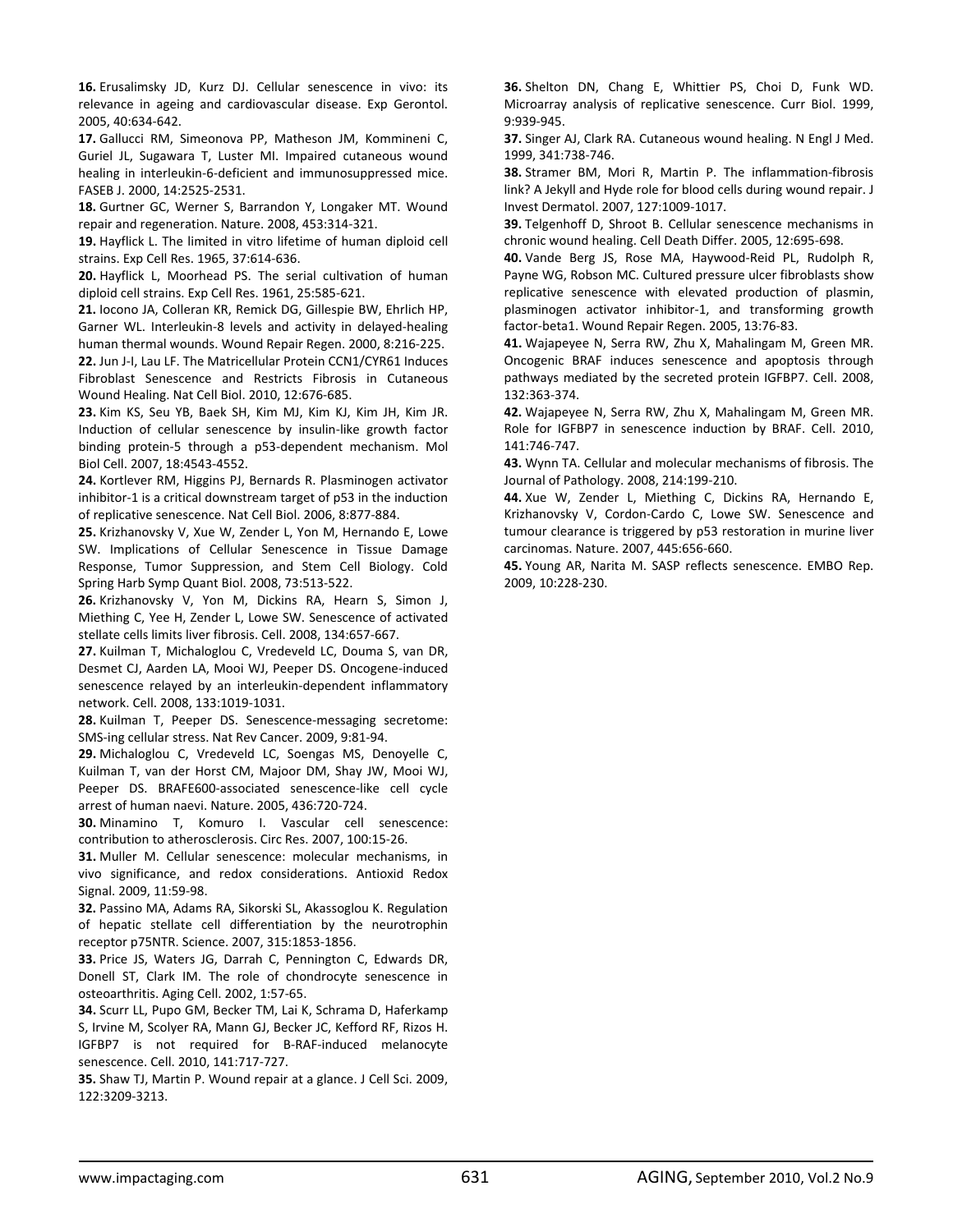**16.** Erusalimsky JD, Kurz DJ. Cellular senescence in vivo: its relevance in ageing and cardiovascular disease. Exp Gerontol. 2005, 40:634-642.

**17.** Gallucci RM, Simeonova PP, Matheson JM, Kommineni C, Guriel JL, Sugawara T, Luster MI. Impaired cutaneous wound healing in interleukin-6-deficient and immunosuppressed mice. FASEB J. 2000, 14:2525-2531.

**18.** Gurtner GC, Werner S, Barrandon Y, Longaker MT. Wound repair and regeneration. Nature. 2008, 453:314-321.

**19.** Hayflick L. The limited in vitro lifetime of human diploid cell strains. Exp Cell Res. 1965, 37:614-636.

**20.** Hayflick L, Moorhead PS. The serial cultivation of human diploid cell strains. Exp Cell Res. 1961, 25:585-621.

**21.** Iocono JA, Colleran KR, Remick DG, Gillespie BW, Ehrlich HP, Garner WL. Interleukin-8 levels and activity in delayed-healing human thermal wounds. Wound Repair Regen. 2000, 8:216-225.

**22.** Jun J-I, Lau LF. The Matricellular Protein CCN1/CYR61 Induces Fibroblast Senescence and Restricts Fibrosis in Cutaneous Wound Healing. Nat Cell Biol. 2010, 12:676-685.

**23.** Kim KS, Seu YB, Baek SH, Kim MJ, Kim KJ, Kim JH, Kim JR. Induction of cellular senescence by insulin-like growth factor binding protein-5 through a p53-dependent mechanism. Mol Biol Cell. 2007, 18:4543-4552.

**24.** Kortlever RM, Higgins PJ, Bernards R. Plasminogen activator inhibitor-1 is a critical downstream target of p53 in the induction of replicative senescence. Nat Cell Biol. 2006, 8:877-884.

**25.** Krizhanovsky V, Xue W, Zender L, Yon M, Hernando E, Lowe SW. Implications of Cellular Senescence in Tissue Damage Response, Tumor Suppression, and Stem Cell Biology. Cold Spring Harb Symp Quant Biol. 2008, 73:513-522.

**26.** Krizhanovsky V, Yon M, Dickins RA, Hearn S, Simon J, Miething C, Yee H, Zender L, Lowe SW. Senescence of activated stellate cells limits liver fibrosis. Cell. 2008, 134:657-667.

**27.** Kuilman T, Michaloglou C, Vredeveld LC, Douma S, van DR, Desmet CJ, Aarden LA, Mooi WJ, Peeper DS. Oncogene-induced senescence relayed by an interleukin-dependent inflammatory network. Cell. 2008, 133:1019-1031.

**28.** Kuilman T, Peeper DS. Senescence-messaging secretome: SMS-ing cellular stress. Nat Rev Cancer. 2009, 9:81-94.

**29.** Michaloglou C, Vredeveld LC, Soengas MS, Denoyelle C, Kuilman T, van der Horst CM, Majoor DM, Shay JW, Mooi WJ, Peeper DS. BRAFE600-associated senescence-like cell cycle arrest of human naevi. Nature. 2005, 436:720-724.

**30.** Minamino T, Komuro I. Vascular cell senescence: contribution to atherosclerosis. Circ Res. 2007, 100:15-26.

**31.** Muller M. Cellular senescence: molecular mechanisms, in vivo significance, and redox considerations. Antioxid Redox Signal. 2009, 11:59-98.

**32.** Passino MA, Adams RA, Sikorski SL, Akassoglou K. Regulation of hepatic stellate cell differentiation by the neurotrophin receptor p75NTR. Science. 2007, 315:1853-1856.

**33.** Price JS, Waters JG, Darrah C, Pennington C, Edwards DR, Donell ST, Clark IM. The role of chondrocyte senescence in osteoarthritis. Aging Cell. 2002, 1:57-65.

**34.** Scurr LL, Pupo GM, Becker TM, Lai K, Schrama D, Haferkamp S, Irvine M, Scolyer RA, Mann GJ, Becker JC, Kefford RF, Rizos H. IGFBP7 is not required for B-RAF-induced melanocyte senescence. Cell. 2010, 141:717-727.

**35.** Shaw TJ, Martin P. Wound repair at a glance. J Cell Sci. 2009, 122:3209-3213.

**36.** Shelton DN, Chang E, Whittier PS, Choi D, Funk WD. Microarray analysis of replicative senescence. Curr Biol. 1999, 9:939-945.

**37.** Singer AJ, Clark RA. Cutaneous wound healing. N Engl J Med. 1999, 341:738-746.

**38.** Stramer BM, Mori R, Martin P. The inflammation-fibrosis link? A Jekyll and Hyde role for blood cells during wound repair. J Invest Dermatol. 2007, 127:1009-1017.

**39.** Telgenhoff D, Shroot B. Cellular senescence mechanisms in chronic wound healing. Cell Death Differ. 2005, 12:695-698.

**40.** Vande Berg JS, Rose MA, Haywood-Reid PL, Rudolph R, Payne WG, Robson MC. Cultured pressure ulcer fibroblasts show replicative senescence with elevated production of plasmin, plasminogen activator inhibitor-1, and transforming growth factor-beta1. Wound Repair Regen. 2005, 13:76-83.

**41.** Wajapeyee N, Serra RW, Zhu X, Mahalingam M, Green MR. Oncogenic BRAF induces senescence and apoptosis through pathways mediated by the secreted protein IGFBP7. Cell. 2008, 132:363-374.

**42.** Wajapeyee N, Serra RW, Zhu X, Mahalingam M, Green MR. Role for IGFBP7 in senescence induction by BRAF. Cell. 2010, 141:746-747.

**43.** Wynn TA. Cellular and molecular mechanisms of fibrosis. The Journal of Pathology. 2008, 214:199-210.

**44.** Xue W, Zender L, Miething C, Dickins RA, Hernando E, Krizhanovsky V, Cordon-Cardo C, Lowe SW. Senescence and tumour clearance is triggered by p53 restoration in murine liver carcinomas. Nature. 2007, 445:656-660.

**45.** Young AR, Narita M. SASP reflects senescence. EMBO Rep. 2009, 10:228-230.